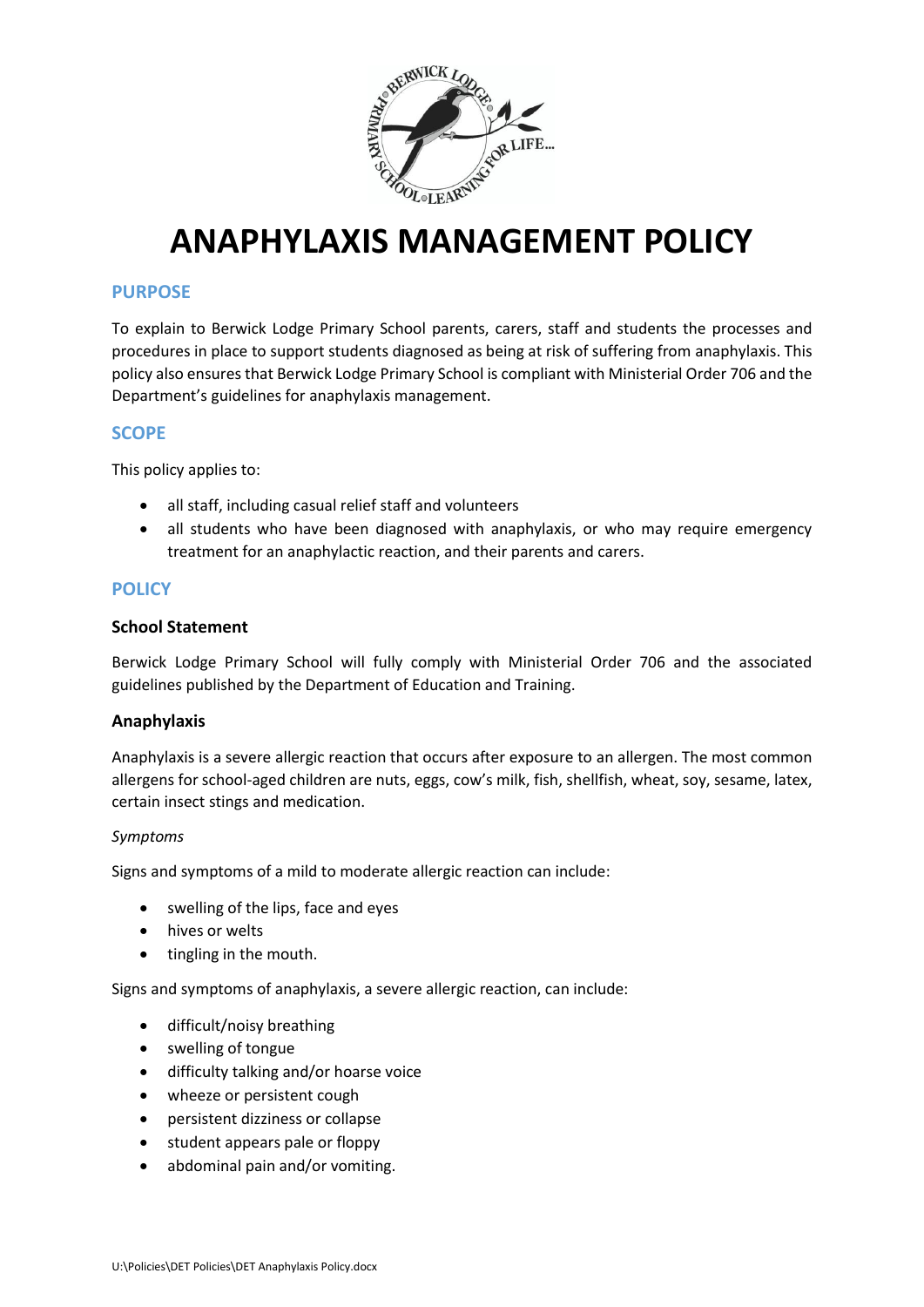# ANAPHYLAXIS MANAGEMENT POLICY

## PURPOSE

To explain to Berwick Lodge Primary School parents, carers, staff and students the processes and procedures in place to support students diagnosed as being at risk of suffering from anaphylaxis. This policy also ensures that Berwick Lodge Primary School is compliant with Ministerial Order 706 and the Department's guidelines for anaphylaxis management.

## SCOPE

This policy applies to:

- all staff, including casual relief staff and volunteers
- all students who have been diagnosed with anaphylaxis, or who may require emergency treatment for an anaphylactic reaction, and their parents and carers.

## POLICY

### School Statement

Berwick Lodge Primary School will fully comply with Ministerial Order 706 and the associated guidelines published by the Department of Education and Training.

### Anaphylaxis

Anaphylaxis is a severe allergic reaction that occurs after exposure to an allergen. The most common allergens for school-aged children are nuts, eggs, cow's milk, fish, shellfish, wheat, soy, sesame, latex, certain insect stings and medication.

*Symptoms*

Signs and symptoms of a mild to moderate allergic reaction can include:

- swelling of the lips, face and eyes
- hives or welts
- tingling in the mouth.

Signs and symptoms of anaphylaxis, a severe allergic reaction, can include:

- difficult/noisy breathing
- swelling of tongue
- difficulty talking and/or hoarse voice
- wheeze or persistent cough
- persistent dizziness or collapse
- student appears pale or floppy
- abdominal pain and/or vomiting.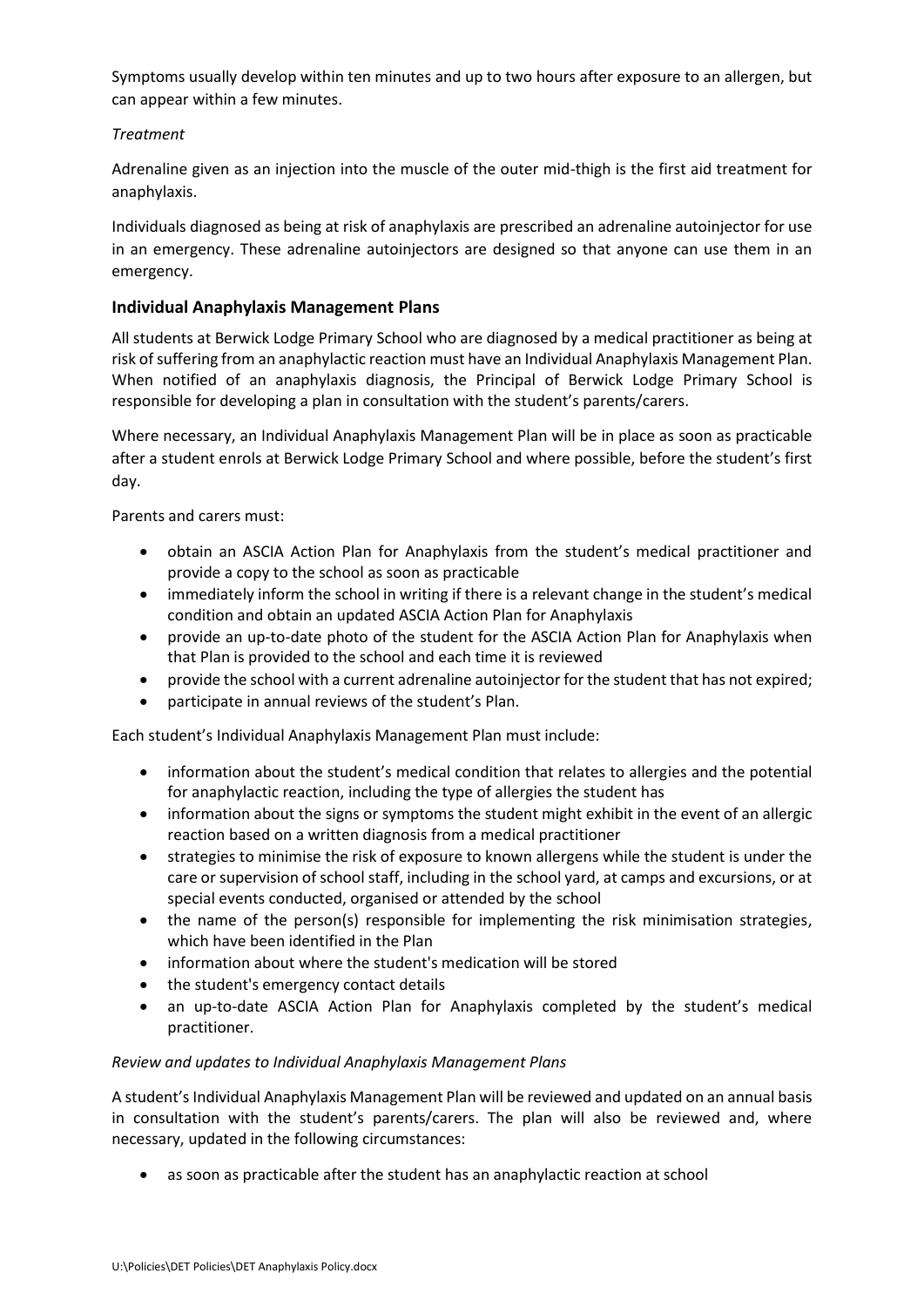Symptoms usually develop within ten minutes and up to two hours after exposure to an allergen, but can appear within a few minutes.

*Treatment*

Adrenaline given as an injection into the muscle of the outer mid-thigh is the first aid treatment for anaphylaxis.

Individuals diagnosed as being at risk of anaphylaxis are prescribed an adrenaline autoinjector for use in an emergency. These adrenaline autoinjectors are designed so that anyone can use them in an emergency.

### Individual Anaphylaxis Management Plans

All students at Berwick Lodge Primary School who are diagnosed by a medical practitioner as being at risk of suffering from an anaphylactic reaction must have an Individual Anaphylaxis Management Plan. When notified of an anaphylaxis diagnosis, the Principal of Berwick Lodge Primary School is responsible for developing a plan in consultation with the student's parents/carers.

Where necessary, an Individual Anaphylaxis Management Plan will be in place as soon as practicable after a student enrols at Berwick Lodge Primary School and where possible, before the student's first day.

Parents and carers must:

- obtain an ASCIA Action Plan for Anaphylaxis from the student's medical practitioner and provide a copy to the school as soon as practicable
- immediately inform the school in writing if there is a relevant change in the student's medical condition and obtain an updated ASCIA Action Plan for Anaphylaxis
- provide an up-to-date photo of the student for the ASCIA Action Plan for Anaphylaxis when that Plan is provided to the school and each time it is reviewed
- provide the school with a current adrenaline autoinjector for the student that has not expired;
- participate in annual reviews of the student's Plan.

Each student's Individual Anaphylaxis Management Plan must include:

- information about the student's medical condition that relates to allergies and the potential for anaphylactic reaction, including the type of allergies the student has
- information about the signs or symptoms the student might exhibit in the event of an allergic reaction based on a written diagnosis from a medical practitioner
- strategies to minimise the risk of exposure to known allergens while the student is under the care or supervision of school staff, including in the school yard, at camps and excursions, or at special events conducted, organised or attended by the school
- the name of the person(s) responsible for implementing the risk minimisation strategies, which have been identified in the Plan
- information about where the student's medication will be stored
- the student's emergency contact details
- an up-to-date ASCIA Action Plan for Anaphylaxis completed by the student's medical practitioner.

*Review and updates to Individual Anaphylaxis Management Plans*

A student's Individual Anaphylaxis Management Plan will be reviewed and updated on an annual basis in consultation with the student's parents/carers. The plan will also be reviewed and, where necessary, updated in the following circumstances:

- as soon as practicable after the student has an anaphylactic reaction at school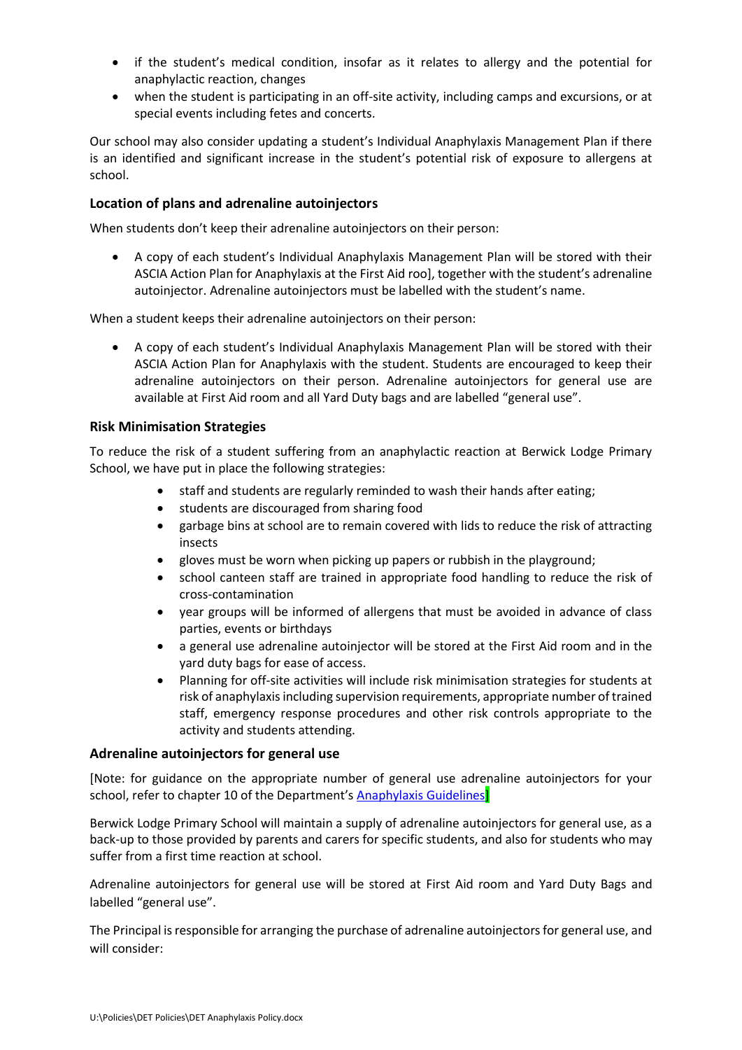- if the student's medical condition, insofar as it relates to allergy and the potential for anaphylactic reaction, changes
- when the student is participating in an off-site activity, including camps and excursions, or at special events including fetes and concerts.

Our school may also consider updating a student's Individual Anaphylaxis Management Plan if there is an identified and significant increase in the student's potential risk of exposure to allergens at school.

### Location of plans and adrenaline autoinjectors

When students don't keep their adrenaline autoinjectors on their person:

- A copy of each student's Individual Anaphylaxis Management Plan will be stored with their ASCIA Action Plan for Anaphylaxis at the First Aid roo], together with the student's adrenaline autoinjector. Adrenaline autoinjectors must be labelled with the student's name.

When a student keeps their adrenaline autoinjectors on their person:

- A copy of each student's Individual Anaphylaxis Management Plan will be stored with their ASCIA Action Plan for Anaphylaxis with the student. Students are encouraged to keep their adrenaline autoinjectors on their person. Adrenaline autoinjectors for general use are available at First Aid room and all Yard Duty bags and are labelled "general use".

### Risk Minimisation Strategies

To reduce the risk of a student suffering from an anaphylactic reaction at Berwick Lodge Primary School, we have put in place the following strategies:

- staff and students are regularly reminded to wash their hands after eating;
- students are discouraged from sharing food
- garbage bins at school are to remain covered with lids to reduce the risk of attracting insects
- gloves must be worn when picking up papers or rubbish in the playground;
- school canteen staff are trained in appropriate food handling to reduce the risk of cross-contamination
- year groups will be informed of allergens that must be avoided in advance of class parties, events or birthdays
- a general use adrenaline autoinjector will be stored at the First Aid room and in the yard duty bags for ease of access.
- Planning for off-site activities will include risk minimisation strategies for students at risk of anaphylaxis including supervision requirements, appropriate number of trained staff, emergency response procedures and other risk controls appropriate to the activity and students attending.

### Adrenaline autoinjectors for general use

[Note: for guidance on the appropriate number of general use adrenaline autoinjectors for your school, refer to chapter 10 of the Department's Anaphylaxis Guidelines]

Berwick Lodge Primary School will maintain a supply of adrenaline autoinjectors for general use, as a back-up to those provided by parents and carers for specific students, and also for students who may suffer from a first time reaction at school.

Adrenaline autoinjectors for general use will be stored at First Aid room and Yard Duty Bags and labelled "general use".

The Principal is responsible for arranging the purchase of adrenaline autoinjectors for general use, and will consider: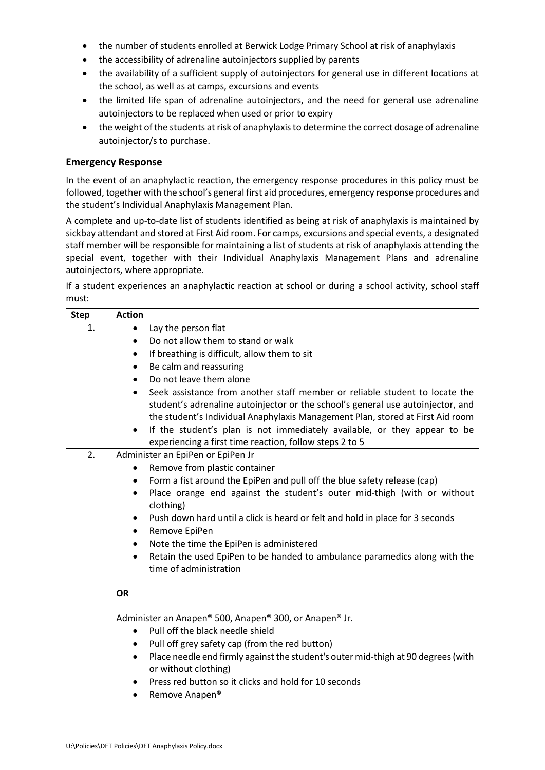- the number of students enrolled at Berwick Lodge Primary School at risk of anaphylaxis
- the accessibility of adrenaline autoinjectors supplied by parents
- the availability of a sufficient supply of autoinjectors for general use in different locations at the school, as well as at camps, excursions and events
- the limited life span of adrenaline autoinjectors, and the need for general use adrenaline autoinjectors to be replaced when used or prior to expiry
- the weight of the students at risk of anaphylaxis to determine the correct dosage of adrenaline autoinjector/s to purchase.

### Emergency Response

In the event of an anaphylactic reaction, the emergency response procedures in this policy must be followed, together with the school's general first aid procedures, emergency response procedures and the student's Individual Anaphylaxis Management Plan.

A complete and up-to-date list of students identified as being at risk of anaphylaxis is maintained by sickbay attendant and stored at First Aid room. For camps, excursions and special events, a designated staff member will be responsible for maintaining a list of students at risk of anaphylaxis attending the special event, together with their Individual Anaphylaxis Management Plans and adrenaline autoinjectors, where appropriate.

If a student experiences an anaphylactic reaction at school or during a school activity, school staff must:

| Step | Action |
|---|---|
| 1. | • Lay the person flat<br>• Do not allow them to stand or walk<br>• If breathing is difficult, allow them to sit<br>• Be calm and reassuring<br>• Do not leave them alone<br>• Seek assistance from another staff member or reliable student to locate the student's adrenaline autoinjector or the school's general use autoinjector, and the student's Individual Anaphylaxis Management Plan, stored at First Aid room<br>• If the student's plan is not immediately available, or they appear to be experiencing a first time reaction, follow steps 2 to 5 |
| 2. | Administer an EpiPen or EpiPen Jr<br>• Remove from plastic container<br>• Form a fist around the EpiPen and pull off the blue safety release (cap)<br>• Place orange end against the student's outer mid-thigh (with or without clothing)<br>• Push down hard until a click is heard or felt and hold in place for 3 seconds<br>• Remove EpiPen<br>• Note the time the EpiPen is administered<br>• Retain the used EpiPen to be handed to ambulance paramedics along with the time of administration<br><br>**OR**<br><br>Administer an Anapen® 500, Anapen® 300, or Anapen® Jr.<br>• Pull off the black needle shield<br>• Pull off grey safety cap (from the red button)<br>• Place needle end firmly against the student's outer mid-thigh at 90 degrees (with or without clothing)<br>• Press red button so it clicks and hold for 10 seconds<br>• Remove Anapen® |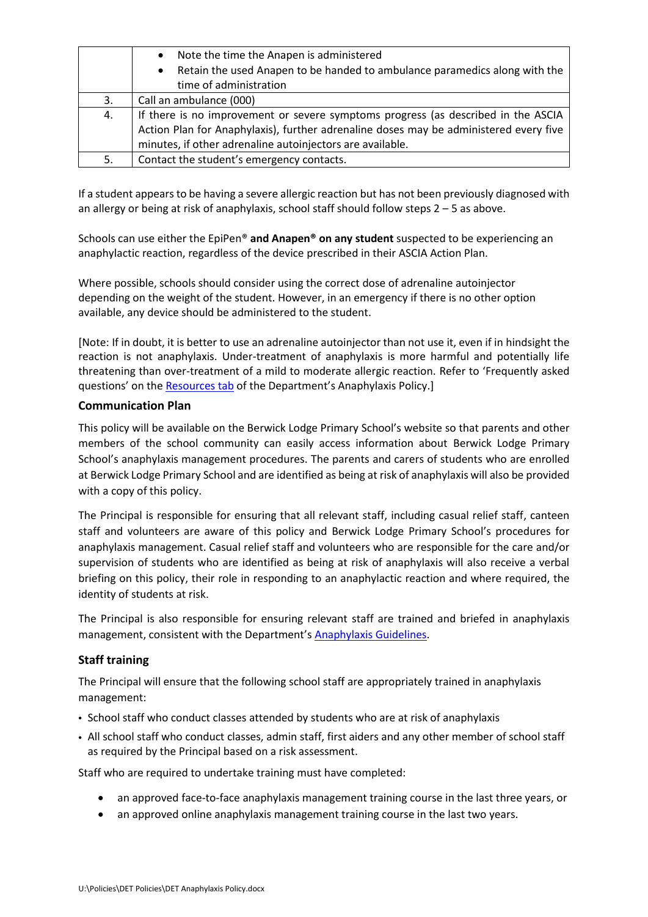| | |
|---|---|
| | • Note the time the Anapen is administered<br>• Retain the used Anapen to be handed to ambulance paramedics along with the time of administration |
| 3. | Call an ambulance (000) |
| 4. | If there is no improvement or severe symptoms progress (as described in the ASCIA Action Plan for Anaphylaxis), further adrenaline doses may be administered every five minutes, if other adrenaline autoinjectors are available. |
| 5. | Contact the student's emergency contacts. |

If a student appears to be having a severe allergic reaction but has not been previously diagnosed with an allergy or being at risk of anaphylaxis, school staff should follow steps 2 – 5 as above.

Schools can use either the EpiPen® **and Anapen® on any student** suspected to be experiencing an anaphylactic reaction, regardless of the device prescribed in their ASCIA Action Plan.

Where possible, schools should consider using the correct dose of adrenaline autoinjector depending on the weight of the student. However, in an emergency if there is no other option available, any device should be administered to the student.

[Note: If in doubt, it is better to use an adrenaline autoinjector than not use it, even if in hindsight the reaction is not anaphylaxis. Under-treatment of anaphylaxis is more harmful and potentially life threatening than over-treatment of a mild to moderate allergic reaction. Refer to 'Frequently asked questions' on the Resources tab of the Department's Anaphylaxis Policy.]

### Communication Plan

This policy will be available on the Berwick Lodge Primary School's website so that parents and other members of the school community can easily access information about Berwick Lodge Primary School's anaphylaxis management procedures. The parents and carers of students who are enrolled at Berwick Lodge Primary School and are identified as being at risk of anaphylaxis will also be provided with a copy of this policy.

The Principal is responsible for ensuring that all relevant staff, including casual relief staff, canteen staff and volunteers are aware of this policy and Berwick Lodge Primary School's procedures for anaphylaxis management. Casual relief staff and volunteers who are responsible for the care and/or supervision of students who are identified as being at risk of anaphylaxis will also receive a verbal briefing on this policy, their role in responding to an anaphylactic reaction and where required, the identity of students at risk.

The Principal is also responsible for ensuring relevant staff are trained and briefed in anaphylaxis management, consistent with the Department's Anaphylaxis Guidelines.

### Staff training

The Principal will ensure that the following school staff are appropriately trained in anaphylaxis management:

- School staff who conduct classes attended by students who are at risk of anaphylaxis
- All school staff who conduct classes, admin staff, first aiders and any other member of school staff as required by the Principal based on a risk assessment.

Staff who are required to undertake training must have completed:

- an approved face-to-face anaphylaxis management training course in the last three years, or
- an approved online anaphylaxis management training course in the last two years.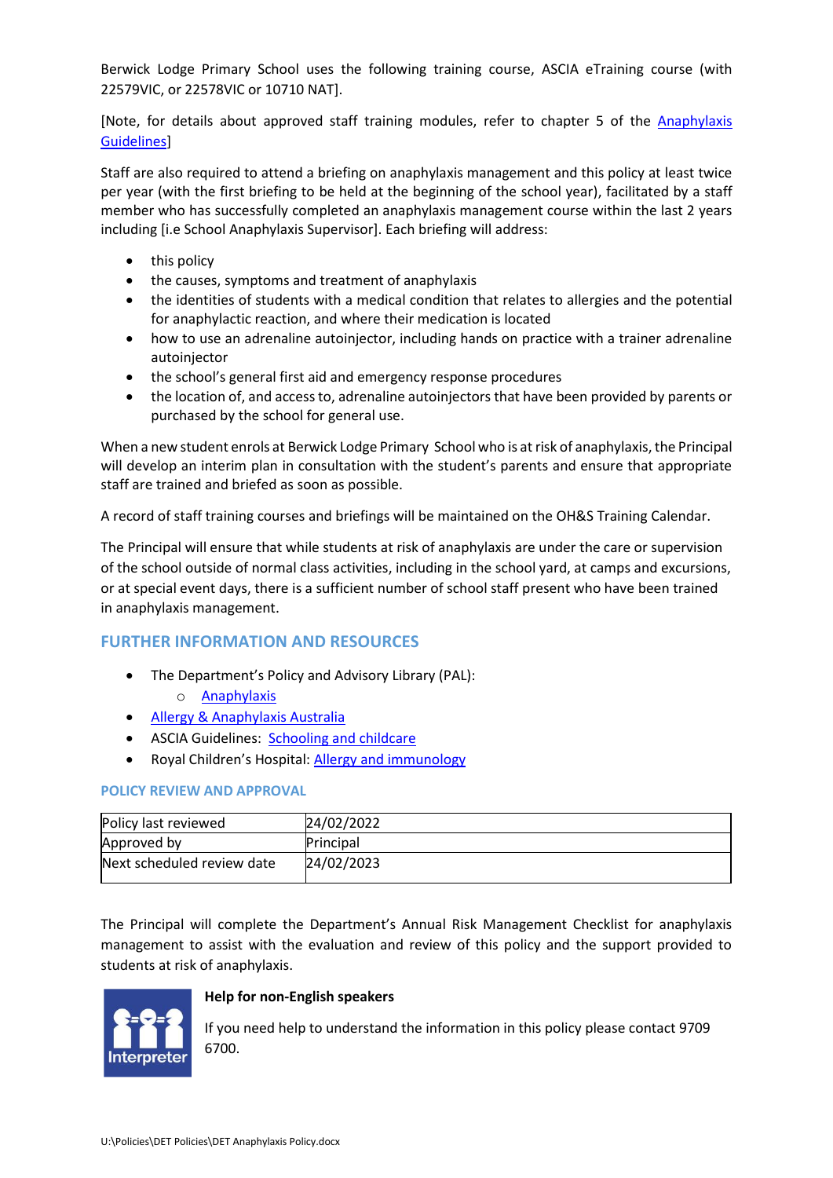Berwick Lodge Primary School uses the following training course, ASCIA eTraining course (with 22579VIC, or 22578VIC or 10710 NAT].

[Note, for details about approved staff training modules, refer to chapter 5 of the [Anaphylaxis Guidelines](Anaphylaxis Guidelines)]

Staff are also required to attend a briefing on anaphylaxis management and this policy at least twice per year (with the first briefing to be held at the beginning of the school year), facilitated by a staff member who has successfully completed an anaphylaxis management course within the last 2 years including [i.e School Anaphylaxis Supervisor]. Each briefing will address:

- this policy
- the causes, symptoms and treatment of anaphylaxis
- the identities of students with a medical condition that relates to allergies and the potential for anaphylactic reaction, and where their medication is located
- how to use an adrenaline autoinjector, including hands on practice with a trainer adrenaline autoinjector
- the school's general first aid and emergency response procedures
- the location of, and access to, adrenaline autoinjectors that have been provided by parents or purchased by the school for general use.

When a new student enrols at Berwick Lodge Primary School who is at risk of anaphylaxis, the Principal will develop an interim plan in consultation with the student's parents and ensure that appropriate staff are trained and briefed as soon as possible.

A record of staff training courses and briefings will be maintained on the OH&S Training Calendar.

The Principal will ensure that while students at risk of anaphylaxis are under the care or supervision of the school outside of normal class activities, including in the school yard, at camps and excursions, or at special event days, there is a sufficient number of school staff present who have been trained in anaphylaxis management.

## FURTHER INFORMATION AND RESOURCES

- The Department's Policy and Advisory Library (PAL):
  - Anaphylaxis
- Allergy & Anaphylaxis Australia
- ASCIA Guidelines: Schooling and childcare
- Royal Children's Hospital: Allergy and immunology

### POLICY REVIEW AND APPROVAL

| | |
|---|---|
| Policy last reviewed | 24/02/2022 |
| Approved by | Principal |
| Next scheduled review date | 24/02/2023 |

The Principal will complete the Department's Annual Risk Management Checklist for anaphylaxis management to assist with the evaluation and review of this policy and the support provided to students at risk of anaphylaxis.

Interpreter

**Help for non-English speakers**

If you need help to understand the information in this policy please contact 9709 6700.

U:\Policies\DET Policies\DET Anaphylaxis Policy.docx